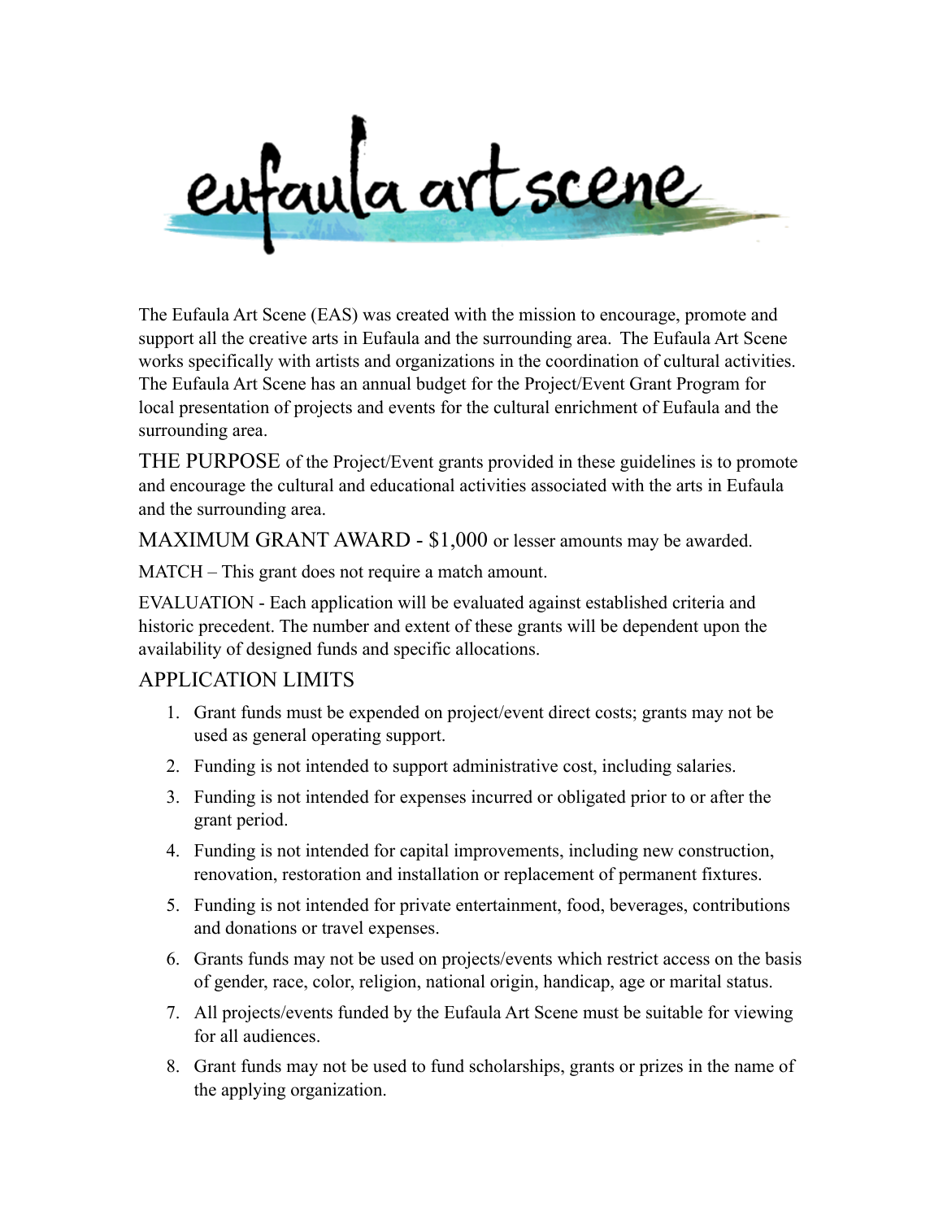# eufaula art scene

The Eufaula Art Scene (EAS) was created with the mission to encourage, promote and support all the creative arts in Eufaula and the surrounding area. The Eufaula Art Scene works specifically with artists and organizations in the coordination of cultural activities. The Eufaula Art Scene has an annual budget for the Project/Event Grant Program for local presentation of projects and events for the cultural enrichment of Eufaula and the surrounding area.

THE PURPOSE of the Project/Event grants provided in these guidelines is to promote and encourage the cultural and educational activities associated with the arts in Eufaula and the surrounding area.

MAXIMUM GRANT AWARD - $1,000 or lesser amounts may be awarded.

MATCH – This grant does not require a match amount.

EVALUATION - Each application will be evaluated against established criteria and historic precedent. The number and extent of these grants will be dependent upon the availability of designed funds and specific allocations.

## APPLICATION LIMITS

1. Grant funds must be expended on project/event direct costs; grants may not be used as general operating support.
2. Funding is not intended to support administrative cost, including salaries.
3. Funding is not intended for expenses incurred or obligated prior to or after the grant period.
4. Funding is not intended for capital improvements, including new construction, renovation, restoration and installation or replacement of permanent fixtures.
5. Funding is not intended for private entertainment, food, beverages, contributions and donations or travel expenses.
6. Grants funds may not be used on projects/events which restrict access on the basis of gender, race, color, religion, national origin, handicap, age or marital status.
7. All projects/events funded by the Eufaula Art Scene must be suitable for viewing for all audiences.
8. Grant funds may not be used to fund scholarships, grants or prizes in the name of the applying organization.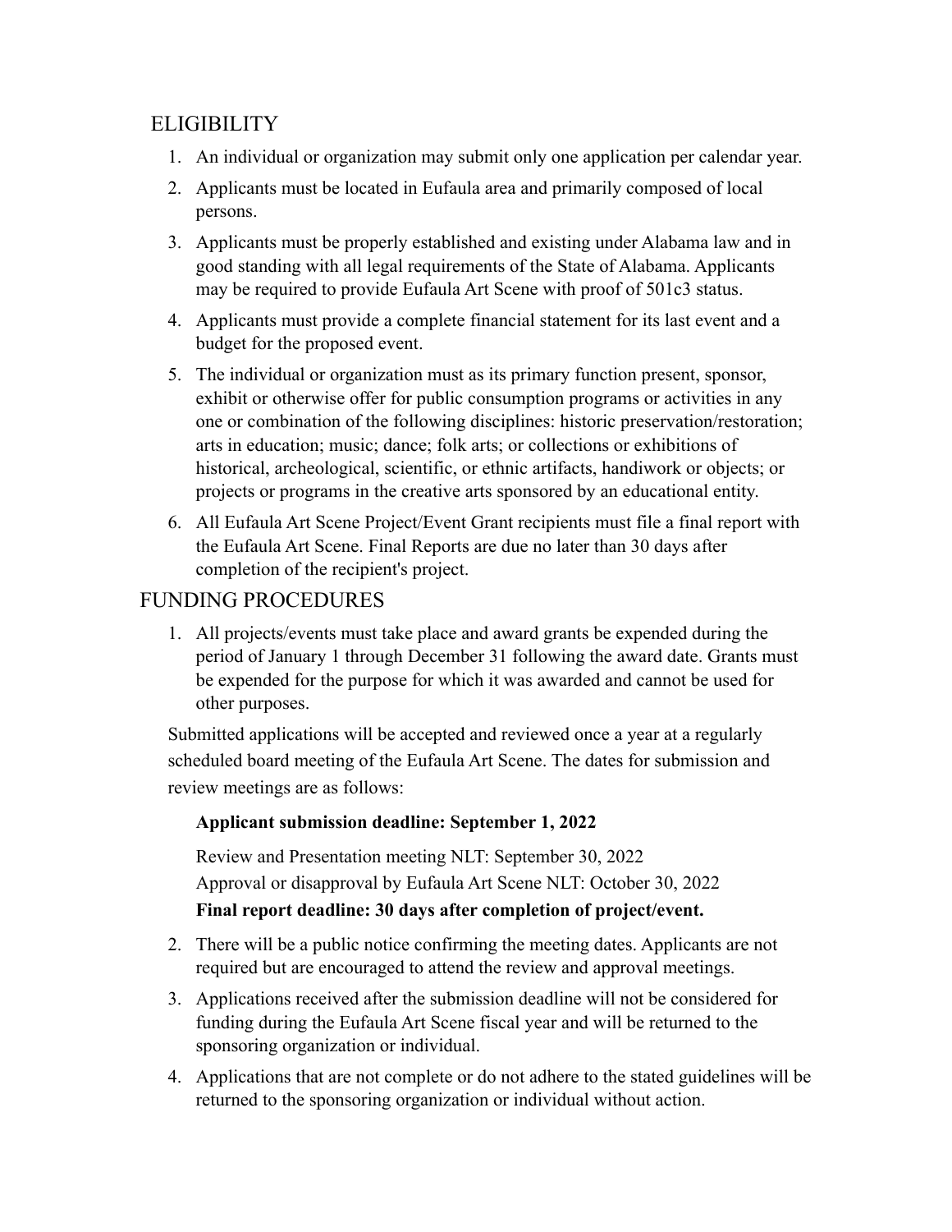## ELIGIBILITY

1. An individual or organization may submit only one application per calendar year.
2. Applicants must be located in Eufaula area and primarily composed of local persons.
3. Applicants must be properly established and existing under Alabama law and in good standing with all legal requirements of the State of Alabama. Applicants may be required to provide Eufaula Art Scene with proof of 501c3 status.
4. Applicants must provide a complete financial statement for its last event and a budget for the proposed event.
5. The individual or organization must as its primary function present, sponsor, exhibit or otherwise offer for public consumption programs or activities in any one or combination of the following disciplines: historic preservation/restoration; arts in education; music; dance; folk arts; or collections or exhibitions of historical, archeological, scientific, or ethnic artifacts, handiwork or objects; or projects or programs in the creative arts sponsored by an educational entity.
6. All Eufaula Art Scene Project/Event Grant recipients must file a final report with the Eufaula Art Scene. Final Reports are due no later than 30 days after completion of the recipient's project.

## FUNDING PROCEDURES

1. All projects/events must take place and award grants be expended during the period of January 1 through December 31 following the award date. Grants must be expended for the purpose for which it was awarded and cannot be used for other purposes.

   Submitted applications will be accepted and reviewed once a year at a regularly scheduled board meeting of the Eufaula Art Scene. The dates for submission and review meetings are as follows:

   **Applicant submission deadline: September 1, 2022**

   Review and Presentation meeting NLT: September 30, 2022

   Approval or disapproval by Eufaula Art Scene NLT: October 30, 2022

   **Final report deadline: 30 days after completion of project/event.**

2. There will be a public notice confirming the meeting dates. Applicants are not required but are encouraged to attend the review and approval meetings.
3. Applications received after the submission deadline will not be considered for funding during the Eufaula Art Scene fiscal year and will be returned to the sponsoring organization or individual.
4. Applications that are not complete or do not adhere to the stated guidelines will be returned to the sponsoring organization or individual without action.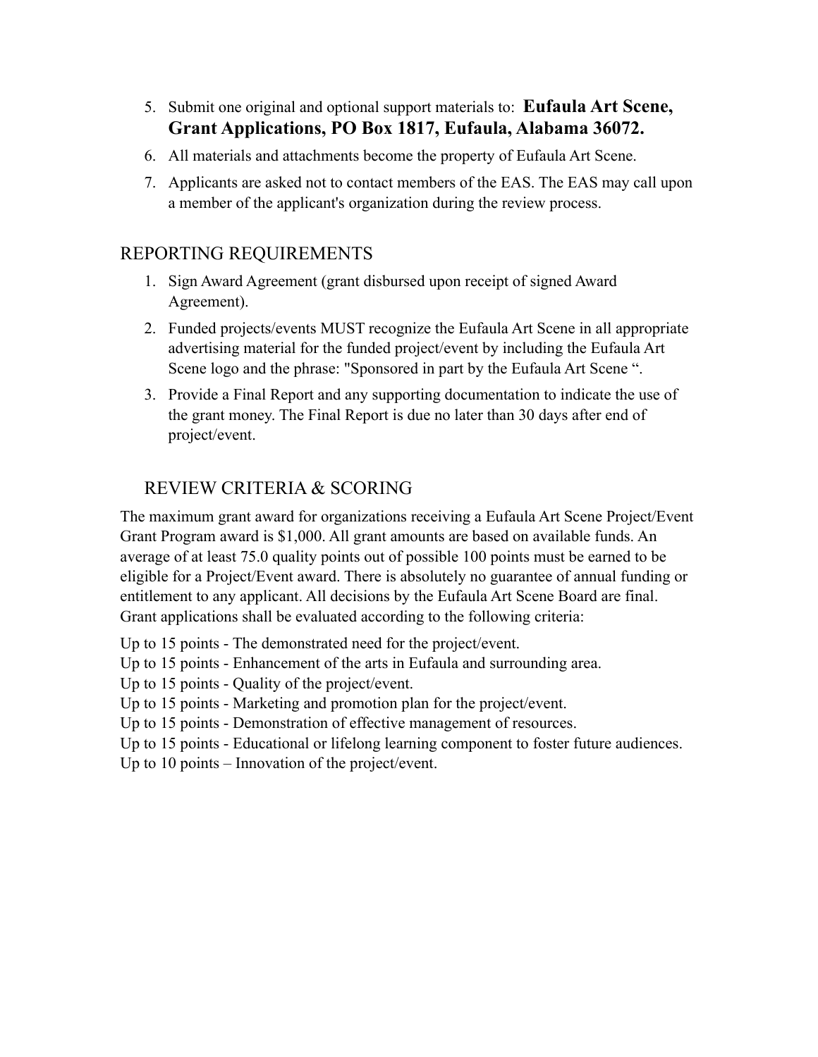5. Submit one original and optional support materials to: **Eufaula Art Scene, Grant Applications, PO Box 1817, Eufaula, Alabama 36072.**
6. All materials and attachments become the property of Eufaula Art Scene.
7. Applicants are asked not to contact members of the EAS. The EAS may call upon a member of the applicant's organization during the review process.

## REPORTING REQUIREMENTS

1. Sign Award Agreement (grant disbursed upon receipt of signed Award Agreement).
2. Funded projects/events MUST recognize the Eufaula Art Scene in all appropriate advertising material for the funded project/event by including the Eufaula Art Scene logo and the phrase: "Sponsored in part by the Eufaula Art Scene ".
3. Provide a Final Report and any supporting documentation to indicate the use of the grant money. The Final Report is due no later than 30 days after end of project/event.

## REVIEW CRITERIA & SCORING

The maximum grant award for organizations receiving a Eufaula Art Scene Project/Event Grant Program award is $1,000. All grant amounts are based on available funds. An average of at least 75.0 quality points out of possible 100 points must be earned to be eligible for a Project/Event award. There is absolutely no guarantee of annual funding or entitlement to any applicant. All decisions by the Eufaula Art Scene Board are final. Grant applications shall be evaluated according to the following criteria:

Up to 15 points - The demonstrated need for the project/event.
Up to 15 points - Enhancement of the arts in Eufaula and surrounding area.
Up to 15 points - Quality of the project/event.
Up to 15 points - Marketing and promotion plan for the project/event.
Up to 15 points - Demonstration of effective management of resources.
Up to 15 points - Educational or lifelong learning component to foster future audiences.
Up to 10 points – Innovation of the project/event.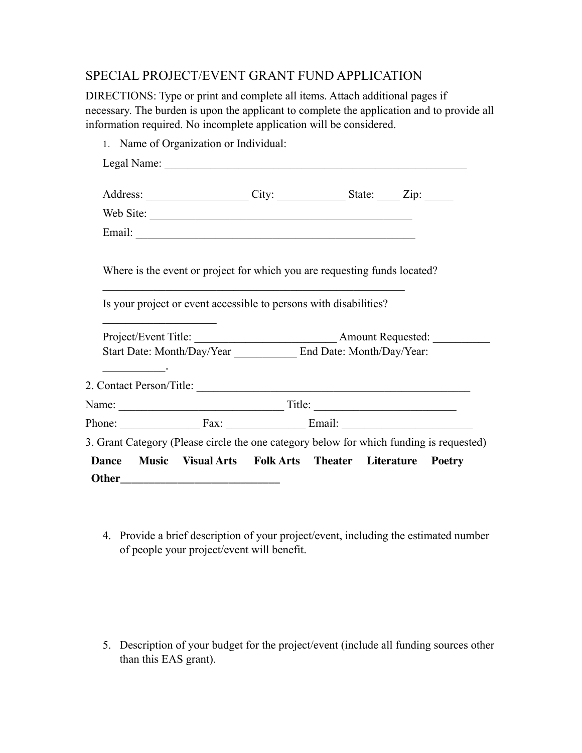# SPECIAL PROJECT/EVENT GRANT FUND APPLICATION

DIRECTIONS: Type or print and complete all items. Attach additional pages if necessary. The burden is upon the applicant to complete the application and to provide all information required. No incomplete application will be considered.

1. Name of Organization or Individual:

   Legal Name: _______________________________________________________

   Address: _________________ City: ___________ State: ____ Zip: _____

   Web Site: ______________________________________________

   Email: ___________________________________________________

   Where is the event or project for which you are requesting funds located?

   _______________________________________________________

   Is your project or event accessible to persons with disabilities?

   ___________________

   Project/Event Title: ________________________ Amount Requested: __________

   Start Date: Month/Day/Year ___________ End Date: Month/Day/Year: ___________.

2. Contact Person/Title: ______________________________________________

Name: _____________________________ Title: ________________________

Phone: ______________ Fax: ______________ Email: ______________________

3. Grant Category (Please circle the one category below for which funding is requested)

**Dance Music Visual Arts Folk Arts Theater Literature Poetry**

**Other**___________________________

4. Provide a brief description of your project/event, including the estimated number of people your project/event will benefit.

5. Description of your budget for the project/event (include all funding sources other than this EAS grant).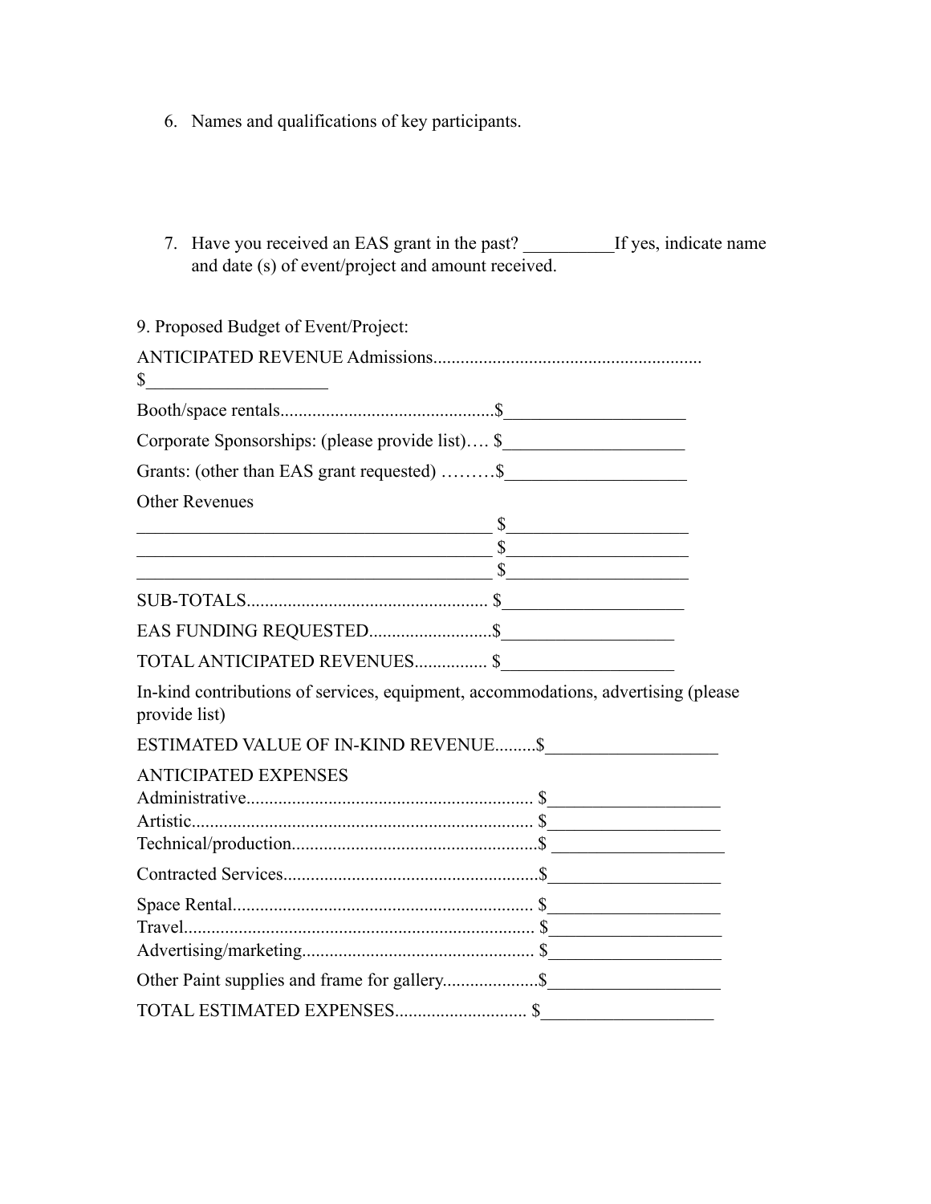6. Names and qualifications of key participants.

7. Have you received an EAS grant in the past? __________If yes, indicate name and date (s) of event/project and amount received.

9. Proposed Budget of Event/Project:

ANTICIPATED REVENUE Admissions.......................................................... $____________________

Booth/space rentals...............................................$____________________

Corporate Sponsorships: (please provide list)…. $____________________

Grants: (other than EAS grant requested) ………$____________________

Other Revenues

________________________________________ $____________________
________________________________________ $____________________
________________________________________ $____________________

SUB-TOTALS..................................................... $____________________

EAS FUNDING REQUESTED...........................$___________________

TOTAL ANTICIPATED REVENUES................ $___________________

In-kind contributions of services, equipment, accommodations, advertising (please provide list)

ESTIMATED VALUE OF IN-KIND REVENUE.........$___________________

ANTICIPATED EXPENSES

Administrative............................................................... $___________________
Artistic.......................................................................... $___________________
Technical/production......................................................$ ___________________

Contracted Services........................................................$___________________

Space Rental.................................................................. $___________________
Travel............................................................................. $___________________
Advertising/marketing................................................... $___________________

Other Paint supplies and frame for gallery.....................$___________________

TOTAL ESTIMATED EXPENSES............................. $___________________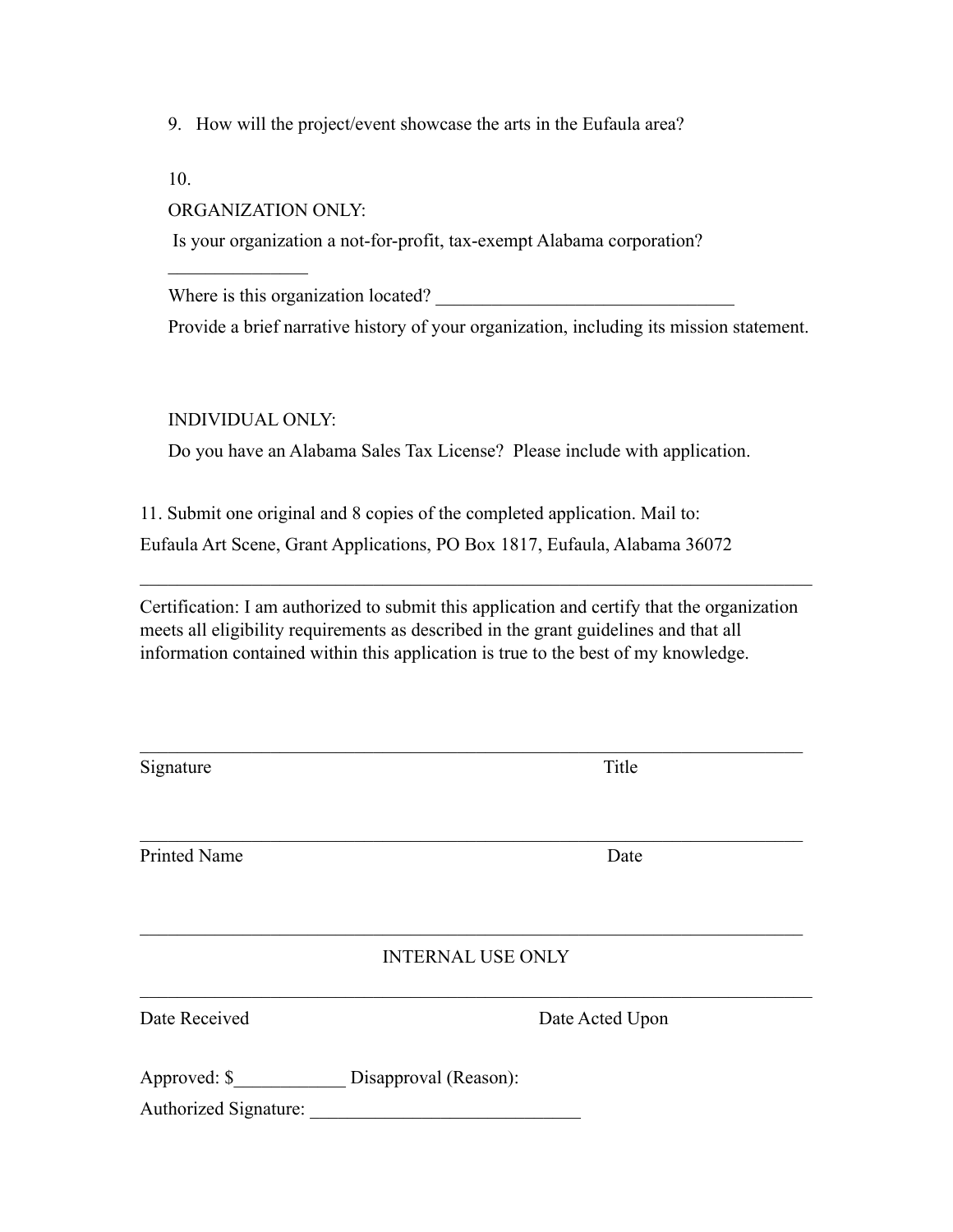9. How will the project/event showcase the arts in the Eufaula area?

10.

ORGANIZATION ONLY:

Is your organization a not-for-profit, tax-exempt Alabama corporation?

_______________

Where is this organization located? ________________________________

Provide a brief narrative history of your organization, including its mission statement.

INDIVIDUAL ONLY:

Do you have an Alabama Sales Tax License? Please include with application.

11. Submit one original and 8 copies of the completed application. Mail to:

Eufaula Art Scene, Grant Applications, PO Box 1817, Eufaula, Alabama 36072

---

Certification: I am authorized to submit this application and certify that the organization meets all eligibility requirements as described in the grant guidelines and that all information contained within this application is true to the best of my knowledge.

_________________________________________________________________________

Signature Title

_________________________________________________________________________

Printed Name Date

_________________________________________________________________________

INTERNAL USE ONLY

_________________________________________________________________________

Date Received Date Acted Upon

Approved: $____________ Disapproval (Reason):

Authorized Signature: _____________________________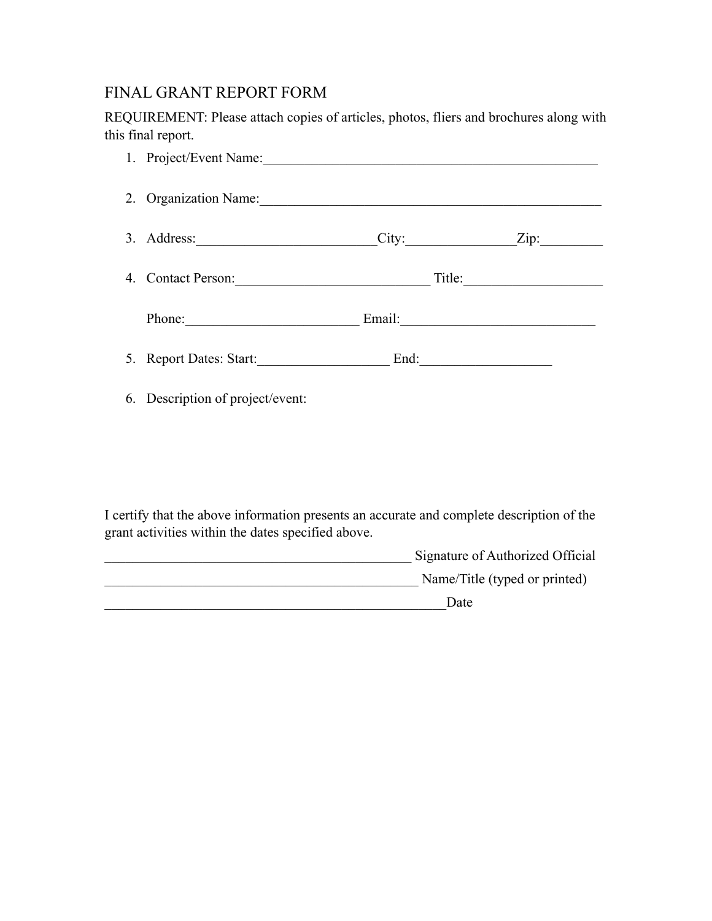# FINAL GRANT REPORT FORM

REQUIREMENT: Please attach copies of articles, photos, fliers and brochures along with this final report.

1. Project/Event Name:__________________________________________________

2. Organization Name:___________________________________________________

3. Address:__________________________City:________________Zip:_________

4. Contact Person:____________________________ Title:____________________

   Phone:_________________________ Email:____________________________

5. Report Dates: Start:___________________ End:___________________

6. Description of project/event:

I certify that the above information presents an accurate and complete description of the grant activities within the dates specified above.

_____________________________________________ Signature of Authorized Official

______________________________________________ Name/Title (typed or printed)

__________________________________________________Date